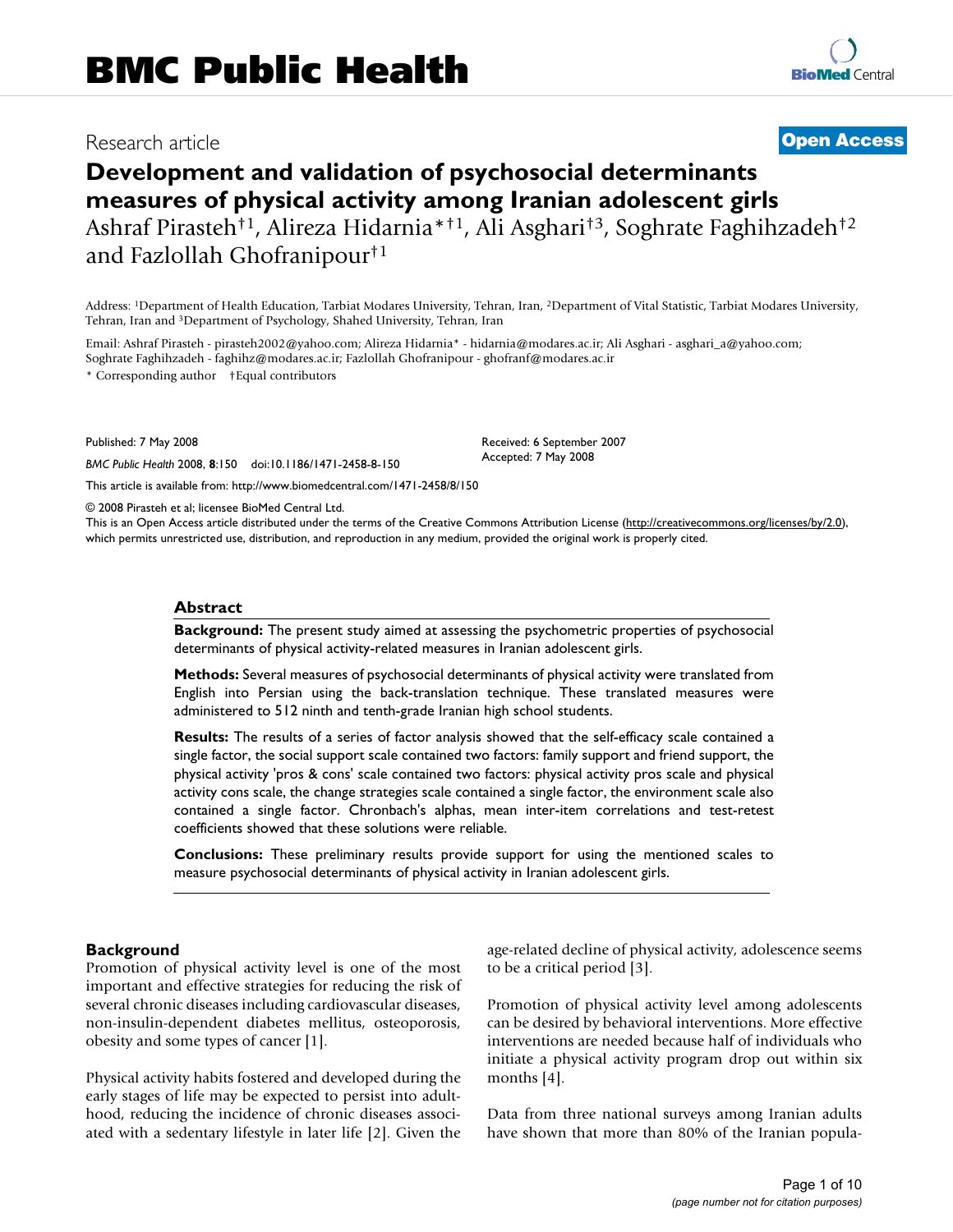# Development and validation of psychosocial determinants measures of physical activity among Iranian adolescent girls

Ashraf Pirasteh[†1], Alireza Hidarnia[*†1], Ali Asghari[†3], Soghrate Faghihzadeh[†2] and Fazlollah Ghofranipour[†1]

Address: [1]Department of Health Education, Tarbiat Modares University, Tehran, Iran, [2]Department of Vital Statistic, Tarbiat Modares University, Tehran, Iran and [3]Department of Psychology, Shahed University, Tehran, Iran

Email: Ashraf Pirasteh - pirasteh2002@yahoo.com; Alireza Hidarnia* - hidarnia@modares.ac.ir; Ali Asghari - asghari_a@yahoo.com; Soghrate Faghihzadeh - faghihz@modares.ac.ir; Fazlollah Ghofranipour - ghofranf@modares.ac.ir

* Corresponding author †Equal contributors

Published: 7 May 2008

Received: 6 September 2007
Accepted: 7 May 2008

*BMC Public Health* 2008, **8**:150 doi:10.1186/1471-2458-8-150

This article is available from: http://www.biomedcentral.com/1471-2458/8/150

© 2008 Pirasteh et al; licensee BioMed Central Ltd.
This is an Open Access article distributed under the terms of the Creative Commons Attribution License (http://creativecommons.org/licenses/by/2.0), which permits unrestricted use, distribution, and reproduction in any medium, provided the original work is properly cited.

## Abstract

**Background:** The present study aimed at assessing the psychometric properties of psychosocial determinants of physical activity-related measures in Iranian adolescent girls.

**Methods:** Several measures of psychosocial determinants of physical activity were translated from English into Persian using the back-translation technique. These translated measures were administered to 512 ninth and tenth-grade Iranian high school students.

**Results:** The results of a series of factor analysis showed that the self-efficacy scale contained a single factor, the social support scale contained two factors: family support and friend support, the physical activity 'pros & cons' scale contained two factors: physical activity pros scale and physical activity cons scale, the change strategies scale contained a single factor, the environment scale also contained a single factor. Chronbach's alphas, mean inter-item correlations and test-retest coefficients showed that these solutions were reliable.

**Conclusions:** These preliminary results provide support for using the mentioned scales to measure psychosocial determinants of physical activity in Iranian adolescent girls.

## Background

Promotion of physical activity level is one of the most important and effective strategies for reducing the risk of several chronic diseases including cardiovascular diseases, non-insulin-dependent diabetes mellitus, osteoporosis, obesity and some types of cancer [1].

Physical activity habits fostered and developed during the early stages of life may be expected to persist into adulthood, reducing the incidence of chronic diseases associated with a sedentary lifestyle in later life [2]. Given the age-related decline of physical activity, adolescence seems to be a critical period [3].

Promotion of physical activity level among adolescents can be desired by behavioral interventions. More effective interventions are needed because half of individuals who initiate a physical activity program drop out within six months [4].

Data from three national surveys among Iranian adults have shown that more than 80% of the Iranian popula-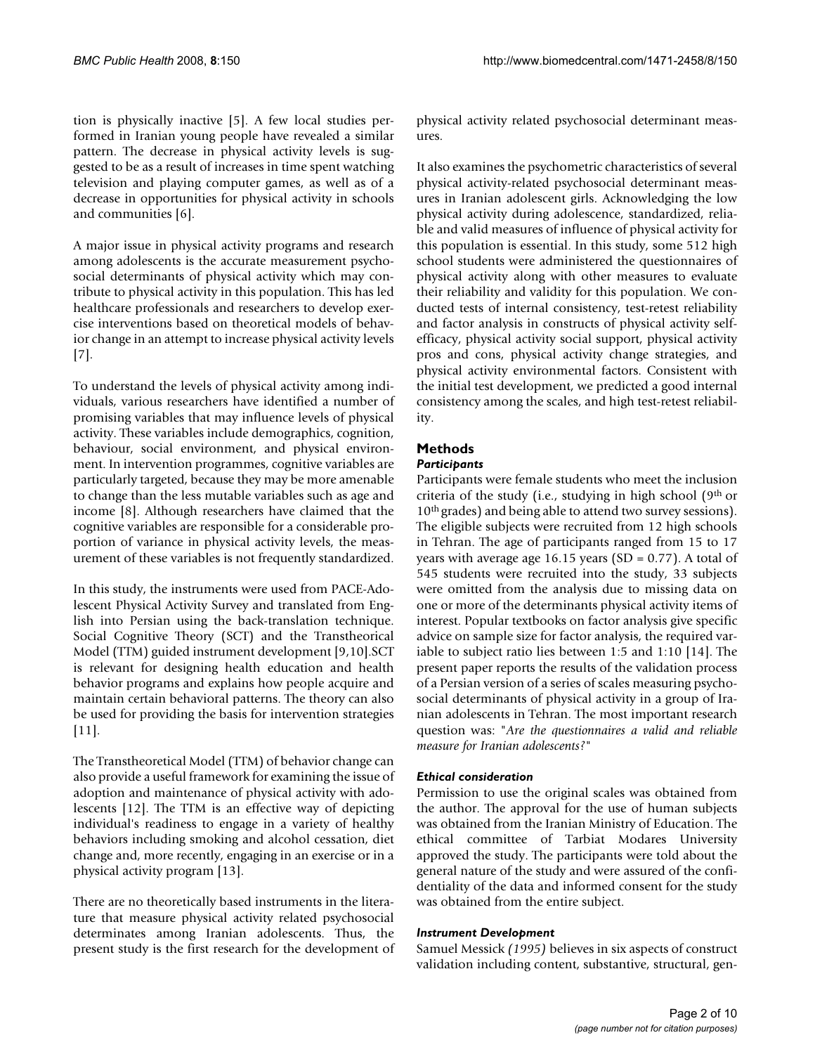tion is physically inactive [5]. A few local studies performed in Iranian young people have revealed a similar pattern. The decrease in physical activity levels is suggested to be as a result of increases in time spent watching television and playing computer games, as well as of a decrease in opportunities for physical activity in schools and communities [6].

A major issue in physical activity programs and research among adolescents is the accurate measurement psychosocial determinants of physical activity which may contribute to physical activity in this population. This has led healthcare professionals and researchers to develop exercise interventions based on theoretical models of behavior change in an attempt to increase physical activity levels [7].

To understand the levels of physical activity among individuals, various researchers have identified a number of promising variables that may influence levels of physical activity. These variables include demographics, cognition, behaviour, social environment, and physical environment. In intervention programmes, cognitive variables are particularly targeted, because they may be more amenable to change than the less mutable variables such as age and income [8]. Although researchers have claimed that the cognitive variables are responsible for a considerable proportion of variance in physical activity levels, the measurement of these variables is not frequently standardized.

In this study, the instruments were used from PACE-Adolescent Physical Activity Survey and translated from English into Persian using the back-translation technique. Social Cognitive Theory (SCT) and the Transtheoretical Model (TTM) guided instrument development [9,10].SCT is relevant for designing health education and health behavior programs and explains how people acquire and maintain certain behavioral patterns. The theory can also be used for providing the basis for intervention strategies [11].

The Transtheoretical Model (TTM) of behavior change can also provide a useful framework for examining the issue of adoption and maintenance of physical activity with adolescents [12]. The TTM is an effective way of depicting individual's readiness to engage in a variety of healthy behaviors including smoking and alcohol cessation, diet change and, more recently, engaging in an exercise or in a physical activity program [13].

There are no theoretically based instruments in the literature that measure physical activity related psychosocial determinates among Iranian adolescents. Thus, the present study is the first research for the development of physical activity related psychosocial determinant measures.

It also examines the psychometric characteristics of several physical activity-related psychosocial determinant measures in Iranian adolescent girls. Acknowledging the low physical activity during adolescence, standardized, reliable and valid measures of influence of physical activity for this population is essential. In this study, some 512 high school students were administered the questionnaires of physical activity along with other measures to evaluate their reliability and validity for this population. We conducted tests of internal consistency, test-retest reliability and factor analysis in constructs of physical activity self-efficacy, physical activity social support, physical activity pros and cons, physical activity change strategies, and physical activity environmental factors. Consistent with the initial test development, we predicted a good internal consistency among the scales, and high test-retest reliability.

## Methods

### *Participants*

Participants were female students who meet the inclusion criteria of the study (i.e., studying in high school (9th or 10th grades) and being able to attend two survey sessions). The eligible subjects were recruited from 12 high schools in Tehran. The age of participants ranged from 15 to 17 years with average age 16.15 years (SD = 0.77). A total of 545 students were recruited into the study, 33 subjects were omitted from the analysis due to missing data on one or more of the determinants physical activity items of interest. Popular textbooks on factor analysis give specific advice on sample size for factor analysis, the required variable to subject ratio lies between 1:5 and 1:10 [14]. The present paper reports the results of the validation process of a Persian version of a series of scales measuring psychosocial determinants of physical activity in a group of Iranian adolescents in Tehran. The most important research question was: "*Are the questionnaires a valid and reliable measure for Iranian adolescents?*"

### *Ethical consideration*

Permission to use the original scales was obtained from the author. The approval for the use of human subjects was obtained from the Iranian Ministry of Education. The ethical committee of Tarbiat Modares University approved the study. The participants were told about the general nature of the study and were assured of the confidentiality of the data and informed consent for the study was obtained from the entire subject.

### *Instrument Development*

Samuel Messick *(1995)* believes in six aspects of construct validation including content, substantive, structural, gen-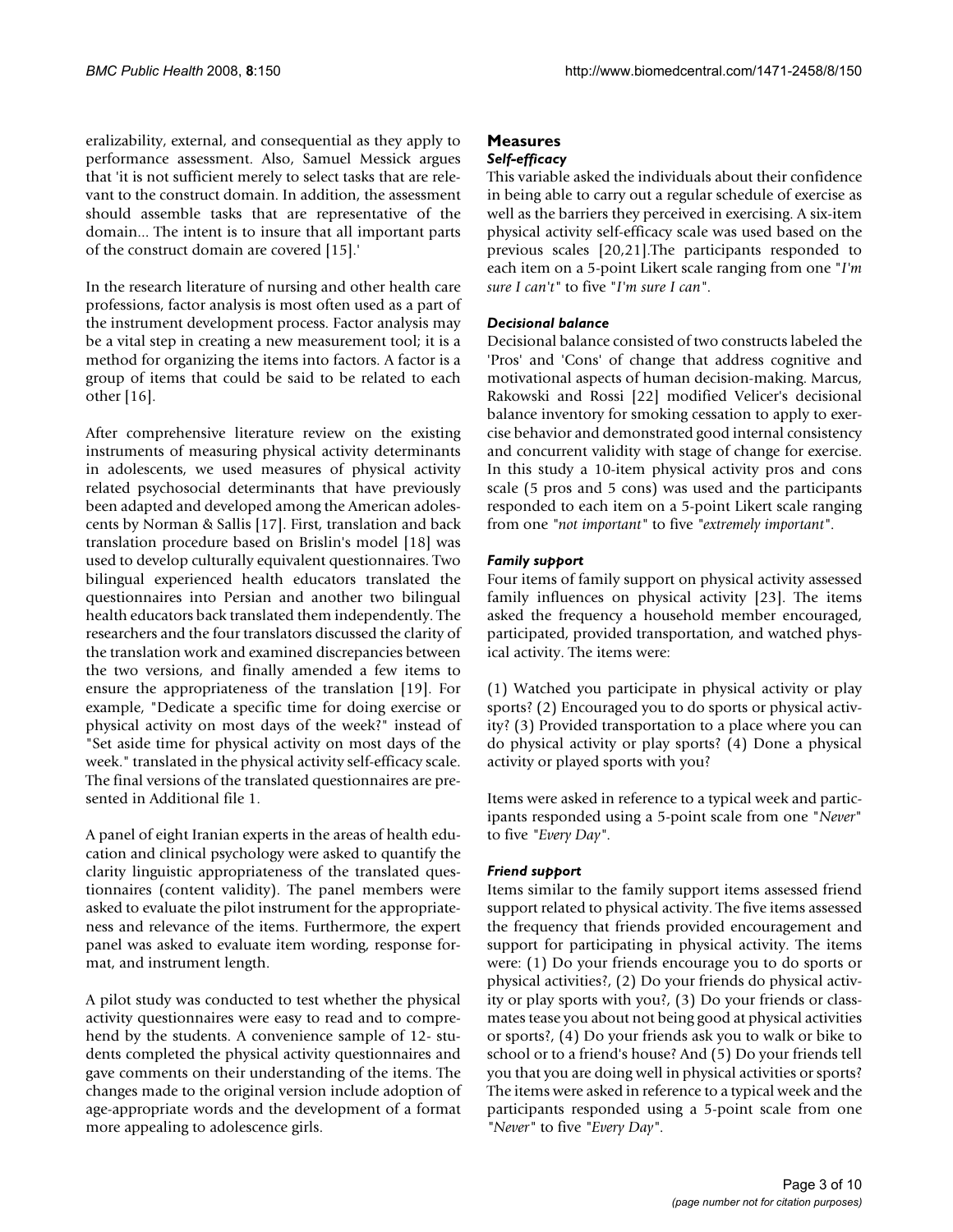eralizability, external, and consequential as they apply to performance assessment. Also, Samuel Messick argues that 'it is not sufficient merely to select tasks that are relevant to the construct domain. In addition, the assessment should assemble tasks that are representative of the domain... The intent is to insure that all important parts of the construct domain are covered [15].'

In the research literature of nursing and other health care professions, factor analysis is most often used as a part of the instrument development process. Factor analysis may be a vital step in creating a new measurement tool; it is a method for organizing the items into factors. A factor is a group of items that could be said to be related to each other [16].

After comprehensive literature review on the existing instruments of measuring physical activity determinants in adolescents, we used measures of physical activity related psychosocial determinants that have previously been adapted and developed among the American adolescents by Norman & Sallis [17]. First, translation and back translation procedure based on Brislin's model [18] was used to develop culturally equivalent questionnaires. Two bilingual experienced health educators translated the questionnaires into Persian and another two bilingual health educators back translated them independently. The researchers and the four translators discussed the clarity of the translation work and examined discrepancies between the two versions, and finally amended a few items to ensure the appropriateness of the translation [19]. For example, "Dedicate a specific time for doing exercise or physical activity on most days of the week?" instead of "Set aside time for physical activity on most days of the week." translated in the physical activity self-efficacy scale. The final versions of the translated questionnaires are presented in Additional file 1.

A panel of eight Iranian experts in the areas of health education and clinical psychology were asked to quantify the clarity linguistic appropriateness of the translated questionnaires (content validity). The panel members were asked to evaluate the pilot instrument for the appropriateness and relevance of the items. Furthermore, the expert panel was asked to evaluate item wording, response format, and instrument length.

A pilot study was conducted to test whether the physical activity questionnaires were easy to read and to comprehend by the students. A convenience sample of 12- students completed the physical activity questionnaires and gave comments on their understanding of the items. The changes made to the original version include adoption of age-appropriate words and the development of a format more appealing to adolescence girls.

## Measures

### *Self-efficacy*

This variable asked the individuals about their confidence in being able to carry out a regular schedule of exercise as well as the barriers they perceived in exercising. A six-item physical activity self-efficacy scale was used based on the previous scales [20,21].The participants responded to each item on a 5-point Likert scale ranging from one "*I'm sure I can't*" to five "*I'm sure I can*".

### *Decisional balance*

Decisional balance consisted of two constructs labeled the 'Pros' and 'Cons' of change that address cognitive and motivational aspects of human decision-making. Marcus, Rakowski and Rossi [22] modified Velicer's decisional balance inventory for smoking cessation to apply to exercise behavior and demonstrated good internal consistency and concurrent validity with stage of change for exercise. In this study a 10-item physical activity pros and cons scale (5 pros and 5 cons) was used and the participants responded to each item on a 5-point Likert scale ranging from one "*not important*" to five "*extremely important*".

### *Family support*

Four items of family support on physical activity assessed family influences on physical activity [23]. The items asked the frequency a household member encouraged, participated, provided transportation, and watched physical activity. The items were:

(1) Watched you participate in physical activity or play sports? (2) Encouraged you to do sports or physical activity? (3) Provided transportation to a place where you can do physical activity or play sports? (4) Done a physical activity or played sports with you?

Items were asked in reference to a typical week and participants responded using a 5-point scale from one "*Never*" to five "*Every Day*".

### *Friend support*

Items similar to the family support items assessed friend support related to physical activity. The five items assessed the frequency that friends provided encouragement and support for participating in physical activity. The items were: (1) Do your friends encourage you to do sports or physical activities?, (2) Do your friends do physical activity or play sports with you?, (3) Do your friends or classmates tease you about not being good at physical activities or sports?, (4) Do your friends ask you to walk or bike to school or to a friend's house? And (5) Do your friends tell you that you are doing well in physical activities or sports? The items were asked in reference to a typical week and the participants responded using a 5-point scale from one "*Never*" to five "*Every Day*".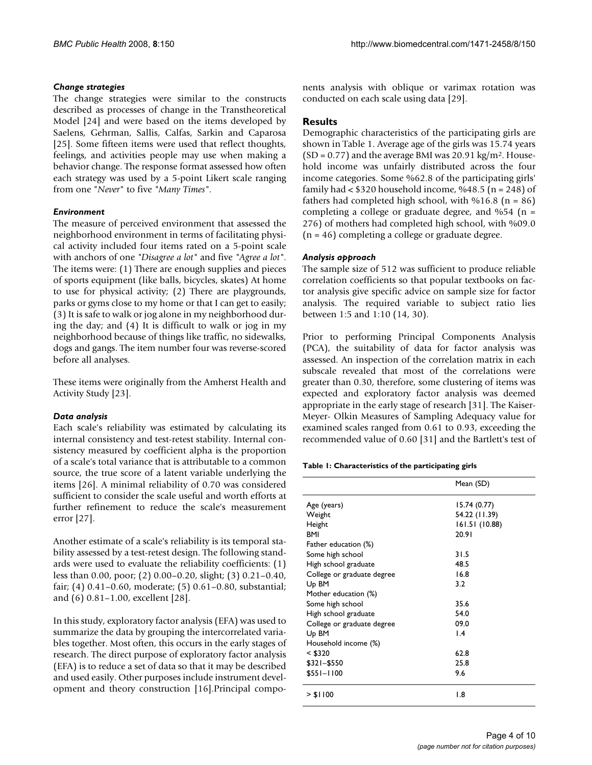#### *Change strategies*

The change strategies were similar to the constructs described as processes of change in the Transtheoretical Model [24] and were based on the items developed by Saelens, Gehrman, Sallis, Calfas, Sarkin and Caparosa [25]. Some fifteen items were used that reflect thoughts, feelings, and activities people may use when making a behavior change. The response format assessed how often each strategy was used by a 5-point Likert scale ranging from one "*Never*" to five "*Many Times*".

#### *Environment*

The measure of perceived environment that assessed the neighborhood environment in terms of facilitating physical activity included four items rated on a 5-point scale with anchors of one "*Disagree a lot*" and five "*Agree a lot*". The items were: (1) There are enough supplies and pieces of sports equipment (like balls, bicycles, skates) At home to use for physical activity; (2) There are playgrounds, parks or gyms close to my home or that I can get to easily; (3) It is safe to walk or jog alone in my neighborhood during the day; and (4) It is difficult to walk or jog in my neighborhood because of things like traffic, no sidewalks, dogs and gangs. The item number four was reverse-scored before all analyses.

These items were originally from the Amherst Health and Activity Study [23].

#### *Data analysis*

Each scale's reliability was estimated by calculating its internal consistency and test-retest stability. Internal consistency measured by coefficient alpha is the proportion of a scale's total variance that is attributable to a common source, the true score of a latent variable underlying the items [26]. A minimal reliability of 0.70 was considered sufficient to consider the scale useful and worth efforts at further refinement to reduce the scale's measurement error [27].

Another estimate of a scale's reliability is its temporal stability assessed by a test-retest design. The following standards were used to evaluate the reliability coefficients: (1) less than 0.00, poor; (2) 0.00–0.20, slight; (3) 0.21–0.40, fair; (4) 0.41–0.60, moderate; (5) 0.61–0.80, substantial; and (6) 0.81–1.00, excellent [28].

In this study, exploratory factor analysis (EFA) was used to summarize the data by grouping the intercorrelated variables together. Most often, this occurs in the early stages of research. The direct purpose of exploratory factor analysis (EFA) is to reduce a set of data so that it may be described and used easily. Other purposes include instrument development and theory construction [16].Principal components analysis with oblique or varimax rotation was conducted on each scale using data [29].

## Results

Demographic characteristics of the participating girls are shown in Table 1. Average age of the girls was 15.74 years (SD = 0.77) and the average BMI was 20.91 kg/m$^2$. Household income was unfairly distributed across the four income categories. Some %62.8 of the participating girls' family had < $320 household income, %48.5 (n = 248) of fathers had completed high school, with %16.8 (n = 86) completing a college or graduate degree, and %54 (n = 276) of mothers had completed high school, with %09.0 (n = 46) completing a college or graduate degree.

#### *Analysis approach*

The sample size of 512 was sufficient to produce reliable correlation coefficients so that popular textbooks on factor analysis give specific advice on sample size for factor analysis. The required variable to subject ratio lies between 1:5 and 1:10 (14, 30).

Prior to performing Principal Components Analysis (PCA), the suitability of data for factor analysis was assessed. An inspection of the correlation matrix in each subscale revealed that most of the correlations were greater than 0.30, therefore, some clustering of items was expected and exploratory factor analysis was deemed appropriate in the early stage of research [31]. The Kaiser-Meyer- Olkin Measures of Sampling Adequacy value for examined scales ranged from 0.61 to 0.93, exceeding the recommended value of 0.60 [31] and the Bartlett's test of

**Table 1: Characteristics of the participating girls**

| | Mean (SD) |
|---|---|
| Age (years) | 15.74 (0.77) |
| Weight | 54.22 (11.39) |
| Height | 161.51 (10.88) |
| BMI | 20.91 |
| Father education (%) | |
| Some high school | 31.5 |
| High school graduate | 48.5 |
| College or graduate degree | 16.8 |
| Up BM | 3.2 |
| Mother education (%) | |
| Some high school | 35.6 |
| High school graduate | 54.0 |
| College or graduate degree | 09.0 |
| Up BM | 1.4 |
| Household income (%) | |
| < $320 | 62.8 |
| $321–$550 | 25.8 |
| $551–1100 | 9.6 |
| > $1100 | 1.8 |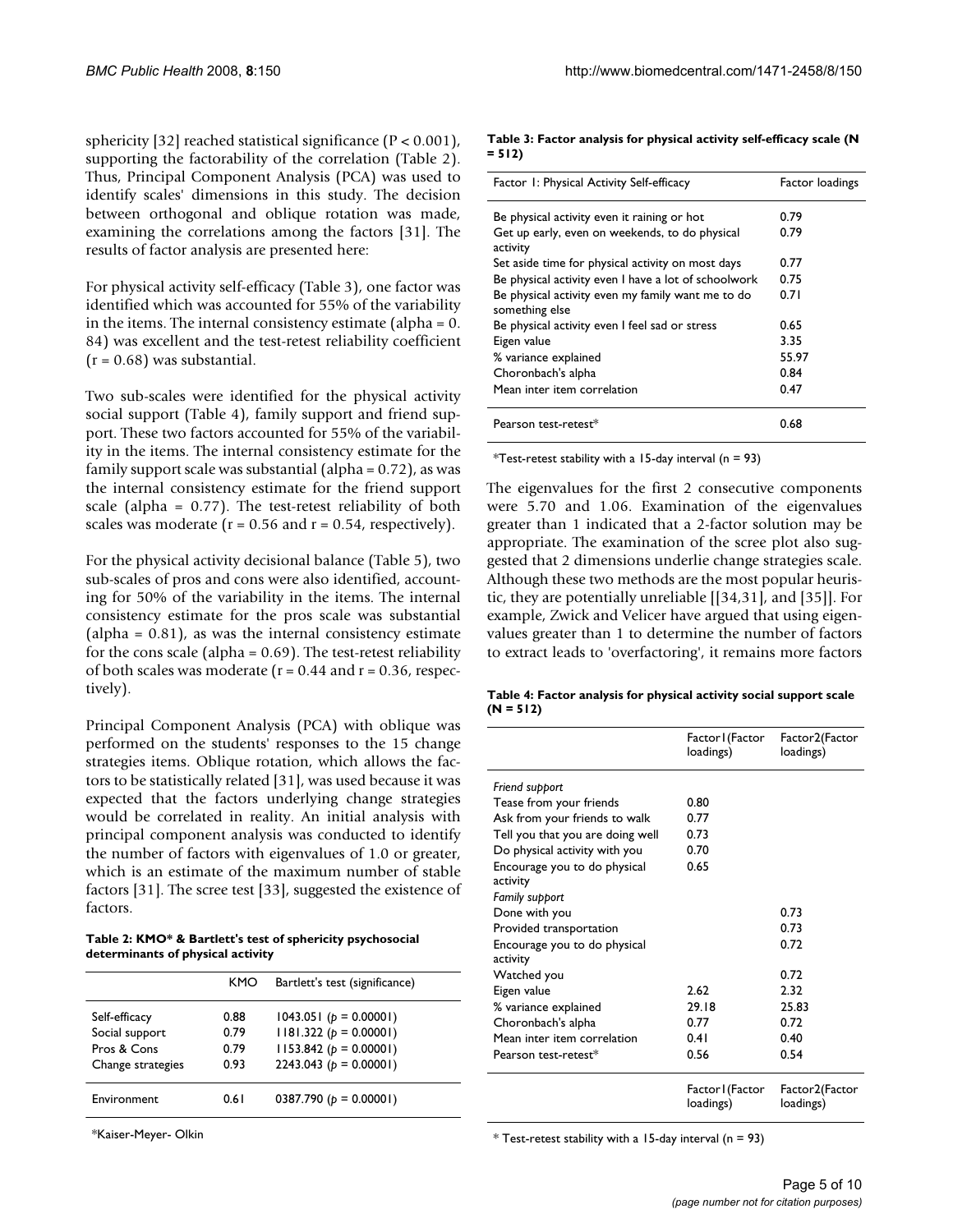sphericity [32] reached statistical significance ($P < 0.001$), supporting the factorability of the correlation (Table 2). Thus, Principal Component Analysis (PCA) was used to identify scales' dimensions in this study. The decision between orthogonal and oblique rotation was made, examining the correlations among the factors [31]. The results of factor analysis are presented here:

For physical activity self-efficacy (Table 3), one factor was identified which was accounted for 55% of the variability in the items. The internal consistency estimate (alpha = 0. 84) was excellent and the test-retest reliability coefficient ($r = 0.68$) was substantial.

Two sub-scales were identified for the physical activity social support (Table 4), family support and friend support. These two factors accounted for 55% of the variability in the items. The internal consistency estimate for the family support scale was substantial (alpha = 0.72), as was the internal consistency estimate for the friend support scale (alpha = 0.77). The test-retest reliability of both scales was moderate ($r = 0.56$ and $r = 0.54$, respectively).

For the physical activity decisional balance (Table 5), two sub-scales of pros and cons were also identified, accounting for 50% of the variability in the items. The internal consistency estimate for the pros scale was substantial (alpha = 0.81), as was the internal consistency estimate for the cons scale (alpha = 0.69). The test-retest reliability of both scales was moderate ($r = 0.44$ and $r = 0.36$, respectively).

Principal Component Analysis (PCA) with oblique was performed on the students' responses to the 15 change strategies items. Oblique rotation, which allows the factors to be statistically related [31], was used because it was expected that the factors underlying change strategies would be correlated in reality. An initial analysis with principal component analysis was conducted to identify the number of factors with eigenvalues of 1.0 or greater, which is an estimate of the maximum number of stable factors [31]. The scree test [33], suggested the existence of factors.

**Table 2: KMO* & Bartlett's test of sphericity psychosocial determinants of physical activity**

| | KMO | Bartlett's test (significance) |
|---|---|---|
| Self-efficacy | 0.88 | 1043.051 ($p = 0.00001$) |
| Social support | 0.79 | 1181.322 ($p = 0.00001$) |
| Pros & Cons | 0.79 | 1153.842 ($p = 0.00001$) |
| Change strategies | 0.93 | 2243.043 ($p = 0.00001$) |
| Environment | 0.61 | 0387.790 ($p = 0.00001$) |

*Kaiser-Meyer- Olkin

**Table 3: Factor analysis for physical activity self-efficacy scale (N = 512)**

| Factor 1: Physical Activity Self-efficacy | Factor loadings |
|---|---|
| Be physical activity even it raining or hot | 0.79 |
| Get up early, even on weekends, to do physical activity | 0.79 |
| Set aside time for physical activity on most days | 0.77 |
| Be physical activity even I have a lot of schoolwork | 0.75 |
| Be physical activity even my family want me to do something else | 0.71 |
| Be physical activity even I feel sad or stress | 0.65 |
| Eigen value | 3.35 |
| % variance explained | 55.97 |
| Choronbach's alpha | 0.84 |
| Mean inter item correlation | 0.47 |
| Pearson test-retest* | 0.68 |

*Test-retest stability with a 15-day interval (n = 93)

The eigenvalues for the first 2 consecutive components were 5.70 and 1.06. Examination of the eigenvalues greater than 1 indicated that a 2-factor solution may be appropriate. The examination of the scree plot also suggested that 2 dimensions underlie change strategies scale. Although these two methods are the most popular heuristic, they are potentially unreliable [[34,31], and [35]]. For example, Zwick and Velicer have argued that using eigenvalues greater than 1 to determine the number of factors to extract leads to 'overfactoring', it remains more factors

**Table 4: Factor analysis for physical activity social support scale (N = 512)**

| | Factor1(Factor loadings) | Factor2(Factor loadings) |
|---|---|---|
| *Friend support* | | |
| Tease from your friends | 0.80 | |
| Ask from your friends to walk | 0.77 | |
| Tell you that you are doing well | 0.73 | |
| Do physical activity with you | 0.70 | |
| Encourage you to do physical activity | 0.65 | |
| *Family support* | | |
| Done with you | | 0.73 |
| Provided transportation | | 0.73 |
| Encourage you to do physical activity | | 0.72 |
| Watched you | | 0.72 |
| Eigen value | 2.62 | 2.32 |
| % variance explained | 29.18 | 25.83 |
| Choronbach's alpha | 0.77 | 0.72 |
| Mean inter item correlation | 0.41 | 0.40 |
| Pearson test-retest* | 0.56 | 0.54 |
| | Factor1(Factor loadings) | Factor2(Factor loadings) |

* Test-retest stability with a 15-day interval (n = 93)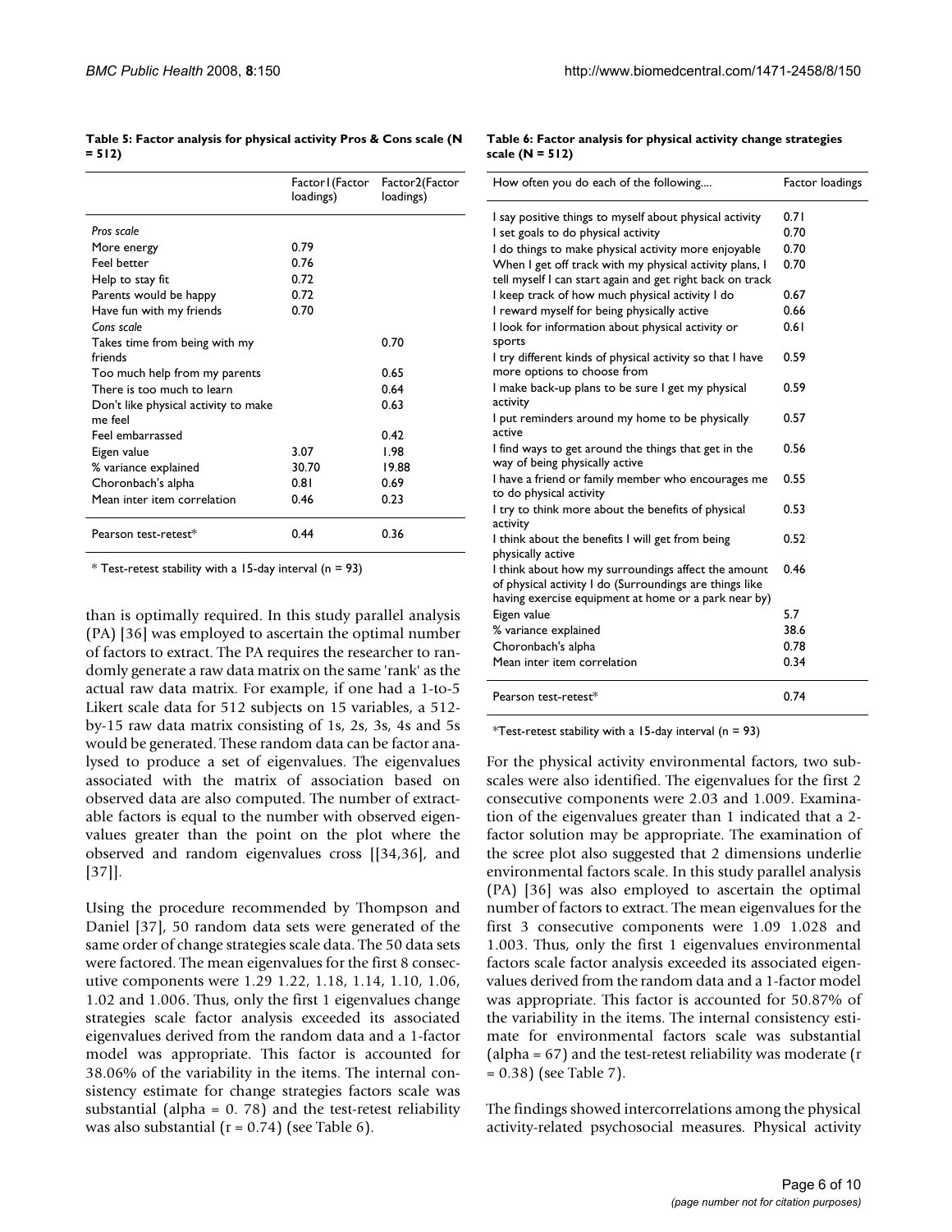**Table 5: Factor analysis for physical activity Pros & Cons scale (N = 512)**

| | Factor1(Factor loadings) | Factor2(Factor loadings) |
|---|---|---|
| *Pros scale* | | |
| More energy | 0.79 | |
| Feel better | 0.76 | |
| Help to stay fit | 0.72 | |
| Parents would be happy | 0.72 | |
| Have fun with my friends | 0.70 | |
| *Cons scale* | | |
| Takes time from being with my friends | | 0.70 |
| Too much help from my parents | | 0.65 |
| There is too much to learn | | 0.64 |
| Don't like physical activity to make me feel | | 0.63 |
| Feel embarrassed | | 0.42 |
| Eigen value | 3.07 | 1.98 |
| % variance explained | 30.70 | 19.88 |
| Choronbach's alpha | 0.81 | 0.69 |
| Mean inter item correlation | 0.46 | 0.23 |
| Pearson test-retest* | 0.44 | 0.36 |

\* Test-retest stability with a 15-day interval (n = 93)

than is optimally required. In this study parallel analysis (PA) [36] was employed to ascertain the optimal number of factors to extract. The PA requires the researcher to randomly generate a raw data matrix on the same 'rank' as the actual raw data matrix. For example, if one had a 1-to-5 Likert scale data for 512 subjects on 15 variables, a 512-by-15 raw data matrix consisting of 1s, 2s, 3s, 4s and 5s would be generated. These random data can be factor analysed to produce a set of eigenvalues. The eigenvalues associated with the matrix of association based on observed data are also computed. The number of extractable factors is equal to the number with observed eigenvalues greater than the point on the plot where the observed and random eigenvalues cross [[34,36], and [37]].

Using the procedure recommended by Thompson and Daniel [37], 50 random data sets were generated of the same order of change strategies scale data. The 50 data sets were factored. The mean eigenvalues for the first 8 consecutive components were 1.29 1.22, 1.18, 1.14, 1.10, 1.06, 1.02 and 1.006. Thus, only the first 1 eigenvalues change strategies scale factor analysis exceeded its associated eigenvalues derived from the random data and a 1-factor model was appropriate. This factor is accounted for 38.06% of the variability in the items. The internal consistency estimate for change strategies factors scale was substantial (alpha = 0. 78) and the test-retest reliability was also substantial (r = 0.74) (see Table 6).

**Table 6: Factor analysis for physical activity change strategies scale (N = 512)**

| How often you do each of the following.... | Factor loadings |
|---|---|
| I say positive things to myself about physical activity | 0.71 |
| I set goals to do physical activity | 0.70 |
| I do things to make physical activity more enjoyable | 0.70 |
| When I get off track with my physical activity plans, I tell myself I can start again and get right back on track | 0.70 |
| I keep track of how much physical activity I do | 0.67 |
| I reward myself for being physically active | 0.66 |
| I look for information about physical activity or sports | 0.61 |
| I try different kinds of physical activity so that I have more options to choose from | 0.59 |
| I make back-up plans to be sure I get my physical activity | 0.59 |
| I put reminders around my home to be physically active | 0.57 |
| I find ways to get around the things that get in the way of being physically active | 0.56 |
| I have a friend or family member who encourages me to do physical activity | 0.55 |
| I try to think more about the benefits of physical activity | 0.53 |
| I think about the benefits I will get from being physically active | 0.52 |
| I think about how my surroundings affect the amount of physical activity I do (Surroundings are things like having exercise equipment at home or a park near by) | 0.46 |
| Eigen value | 5.7 |
| % variance explained | 38.6 |
| Choronbach's alpha | 0.78 |
| Mean inter item correlation | 0.34 |
| Pearson test-retest* | 0.74 |

*Test-retest stability with a 15-day interval (n = 93)

For the physical activity environmental factors, two subscales were also identified. The eigenvalues for the first 2 consecutive components were 2.03 and 1.009. Examination of the eigenvalues greater than 1 indicated that a 2-factor solution may be appropriate. The examination of the scree plot also suggested that 2 dimensions underlie environmental factors scale. In this study parallel analysis (PA) [36] was also employed to ascertain the optimal number of factors to extract. The mean eigenvalues for the first 3 consecutive components were 1.09 1.028 and 1.003. Thus, only the first 1 eigenvalues environmental factors scale factor analysis exceeded its associated eigenvalues derived from the random data and a 1-factor model was appropriate. This factor is accounted for 50.87% of the variability in the items. The internal consistency estimate for environmental factors scale was substantial (alpha = 67) and the test-retest reliability was moderate (r = 0.38) (see Table 7).

The findings showed intercorrelations among the physical activity-related psychosocial measures. Physical activity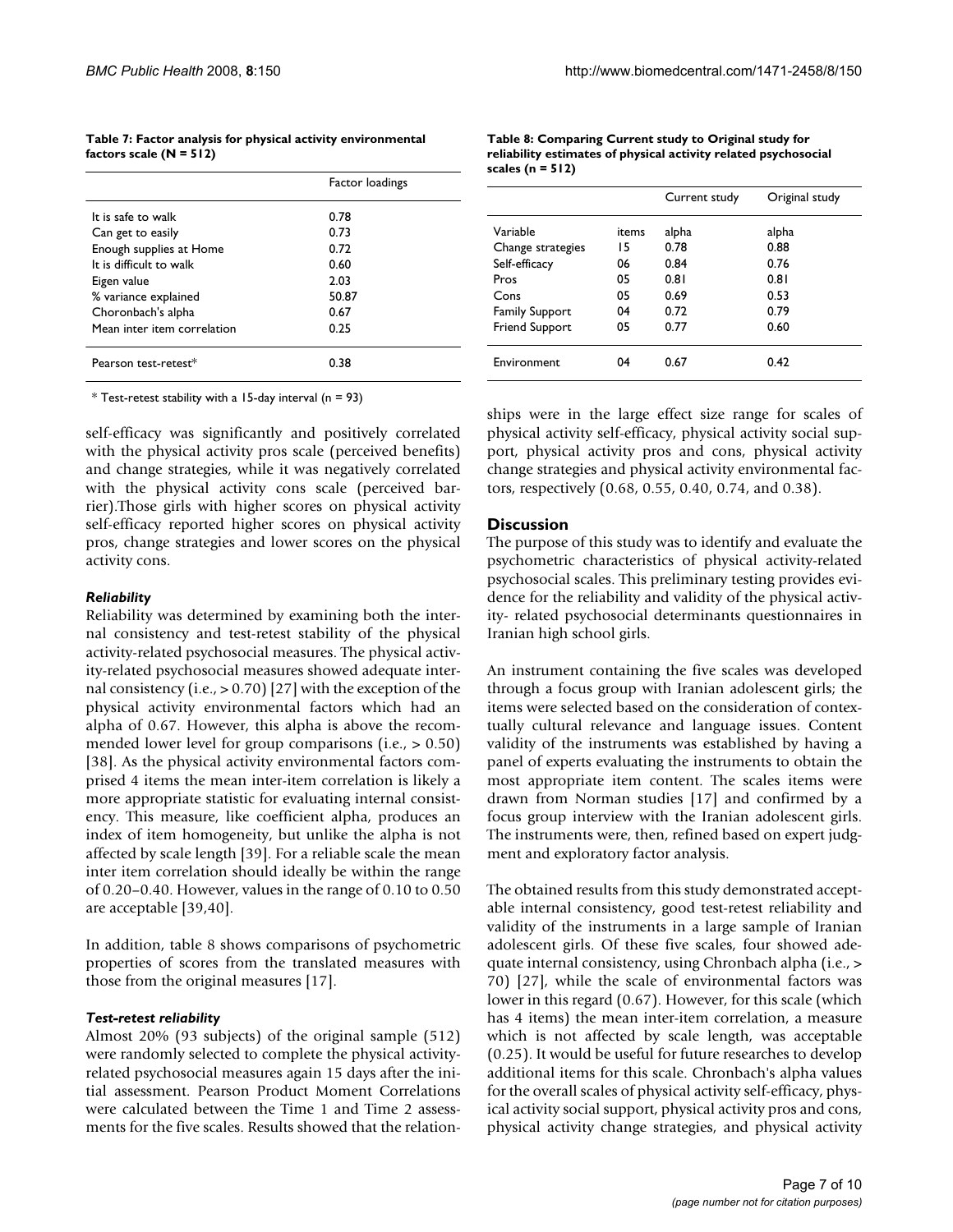**Table 7: Factor analysis for physical activity environmental factors scale (N = 512)**

| | Factor loadings |
| --- | --- |
| It is safe to walk | 0.78 |
| Can get to easily | 0.73 |
| Enough supplies at Home | 0.72 |
| It is difficult to walk | 0.60 |
| Eigen value | 2.03 |
| % variance explained | 50.87 |
| Choronbach's alpha | 0.67 |
| Mean inter item correlation | 0.25 |
| Pearson test-retest* | 0.38 |

\* Test-retest stability with a 15-day interval (n = 93)

**Table 8: Comparing Current study to Original study for reliability estimates of physical activity related psychosocial scales (n = 512)**

| | | Current study | Original study |
| --- | --- | --- | --- |
| Variable | items | alpha | alpha |
| Change strategies | 15 | 0.78 | 0.88 |
| Self-efficacy | 06 | 0.84 | 0.76 |
| Pros | 05 | 0.81 | 0.81 |
| Cons | 05 | 0.69 | 0.53 |
| Family Support | 04 | 0.72 | 0.79 |
| Friend Support | 05 | 0.77 | 0.60 |
| Environment | 04 | 0.67 | 0.42 |

self-efficacy was significantly and positively correlated with the physical activity pros scale (perceived benefits) and change strategies, while it was negatively correlated with the physical activity cons scale (perceived barrier).Those girls with higher scores on physical activity self-efficacy reported higher scores on physical activity pros, change strategies and lower scores on the physical activity cons.

### *Reliability*

Reliability was determined by examining both the internal consistency and test-retest stability of the physical activity-related psychosocial measures. The physical activity-related psychosocial measures showed adequate internal consistency (i.e., > 0.70) [27] with the exception of the physical activity environmental factors which had an alpha of 0.67. However, this alpha is above the recommended lower level for group comparisons (i.e., > 0.50) [38]. As the physical activity environmental factors comprised 4 items the mean inter-item correlation is likely a more appropriate statistic for evaluating internal consistency. This measure, like coefficient alpha, produces an index of item homogeneity, but unlike the alpha is not affected by scale length [39]. For a reliable scale the mean inter item correlation should ideally be within the range of 0.20–0.40. However, values in the range of 0.10 to 0.50 are acceptable [39,40].

In addition, table 8 shows comparisons of psychometric properties of scores from the translated measures with those from the original measures [17].

### *Test-retest reliability*

Almost 20% (93 subjects) of the original sample (512) were randomly selected to complete the physical activity-related psychosocial measures again 15 days after the initial assessment. Pearson Product Moment Correlations were calculated between the Time 1 and Time 2 assessments for the five scales. Results showed that the relationships were in the large effect size range for scales of physical activity self-efficacy, physical activity social support, physical activity pros and cons, physical activity change strategies and physical activity environmental factors, respectively (0.68, 0.55, 0.40, 0.74, and 0.38).

## Discussion

The purpose of this study was to identify and evaluate the psychometric characteristics of physical activity-related psychosocial scales. This preliminary testing provides evidence for the reliability and validity of the physical activity- related psychosocial determinants questionnaires in Iranian high school girls.

An instrument containing the five scales was developed through a focus group with Iranian adolescent girls; the items were selected based on the consideration of contextually cultural relevance and language issues. Content validity of the instruments was established by having a panel of experts evaluating the instruments to obtain the most appropriate item content. The scales items were drawn from Norman studies [17] and confirmed by a focus group interview with the Iranian adolescent girls. The instruments were, then, refined based on expert judgment and exploratory factor analysis.

The obtained results from this study demonstrated acceptable internal consistency, good test-retest reliability and validity of the instruments in a large sample of Iranian adolescent girls. Of these five scales, four showed adequate internal consistency, using Chronbach alpha (i.e., > 70) [27], while the scale of environmental factors was lower in this regard (0.67). However, for this scale (which has 4 items) the mean inter-item correlation, a measure which is not affected by scale length, was acceptable (0.25). It would be useful for future researches to develop additional items for this scale. Chronbach's alpha values for the overall scales of physical activity self-efficacy, physical activity social support, physical activity pros and cons, physical activity change strategies, and physical activity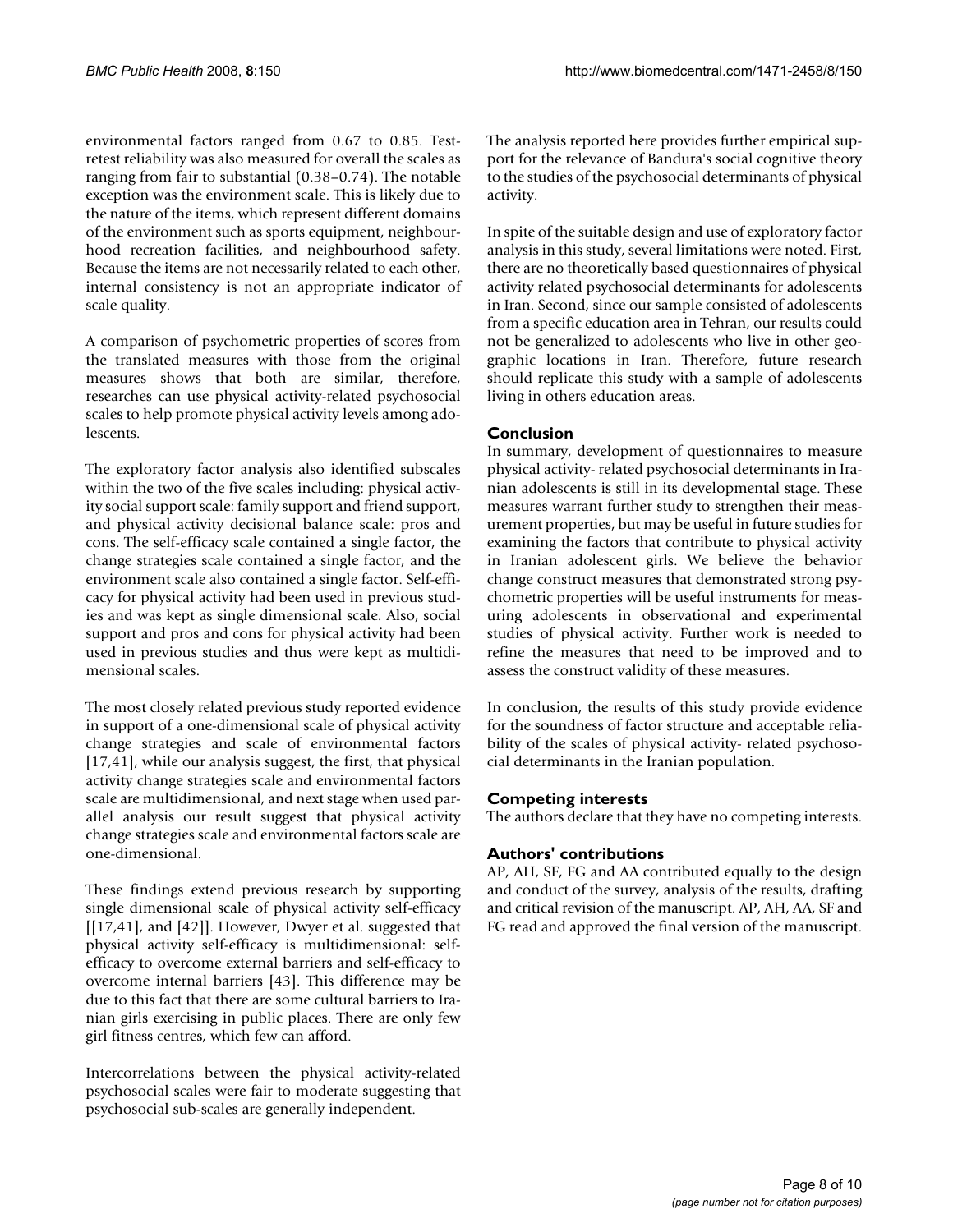environmental factors ranged from 0.67 to 0.85. Test-retest reliability was also measured for overall the scales as ranging from fair to substantial (0.38–0.74). The notable exception was the environment scale. This is likely due to the nature of the items, which represent different domains of the environment such as sports equipment, neighbourhood recreation facilities, and neighbourhood safety. Because the items are not necessarily related to each other, internal consistency is not an appropriate indicator of scale quality.

A comparison of psychometric properties of scores from the translated measures with those from the original measures shows that both are similar, therefore, researches can use physical activity-related psychosocial scales to help promote physical activity levels among adolescents.

The exploratory factor analysis also identified subscales within the two of the five scales including: physical activity social support scale: family support and friend support, and physical activity decisional balance scale: pros and cons. The self-efficacy scale contained a single factor, the change strategies scale contained a single factor, and the environment scale also contained a single factor. Self-efficacy for physical activity had been used in previous studies and was kept as single dimensional scale. Also, social support and pros and cons for physical activity had been used in previous studies and thus were kept as multidimensional scales.

The most closely related previous study reported evidence in support of a one-dimensional scale of physical activity change strategies and scale of environmental factors [17,41], while our analysis suggest, the first, that physical activity change strategies scale and environmental factors scale are multidimensional, and next stage when used parallel analysis our result suggest that physical activity change strategies scale and environmental factors scale are one-dimensional.

These findings extend previous research by supporting single dimensional scale of physical activity self-efficacy [[17,41], and [42]]. However, Dwyer et al. suggested that physical activity self-efficacy is multidimensional: self-efficacy to overcome external barriers and self-efficacy to overcome internal barriers [43]. This difference may be due to this fact that there are some cultural barriers to Iranian girls exercising in public places. There are only few girl fitness centres, which few can afford.

Intercorrelations between the physical activity-related psychosocial scales were fair to moderate suggesting that psychosocial sub-scales are generally independent.

The analysis reported here provides further empirical support for the relevance of Bandura's social cognitive theory to the studies of the psychosocial determinants of physical activity.

In spite of the suitable design and use of exploratory factor analysis in this study, several limitations were noted. First, there are no theoretically based questionnaires of physical activity related psychosocial determinants for adolescents in Iran. Second, since our sample consisted of adolescents from a specific education area in Tehran, our results could not be generalized to adolescents who live in other geographic locations in Iran. Therefore, future research should replicate this study with a sample of adolescents living in others education areas.

## Conclusion

In summary, development of questionnaires to measure physical activity- related psychosocial determinants in Iranian adolescents is still in its developmental stage. These measures warrant further study to strengthen their measurement properties, but may be useful in future studies for examining the factors that contribute to physical activity in Iranian adolescent girls. We believe the behavior change construct measures that demonstrated strong psychometric properties will be useful instruments for measuring adolescents in observational and experimental studies of physical activity. Further work is needed to refine the measures that need to be improved and to assess the construct validity of these measures.

In conclusion, the results of this study provide evidence for the soundness of factor structure and acceptable reliability of the scales of physical activity- related psychosocial determinants in the Iranian population.

## Competing interests

The authors declare that they have no competing interests.

## Authors' contributions

AP, AH, SF, FG and AA contributed equally to the design and conduct of the survey, analysis of the results, drafting and critical revision of the manuscript. AP, AH, AA, SF and FG read and approved the final version of the manuscript.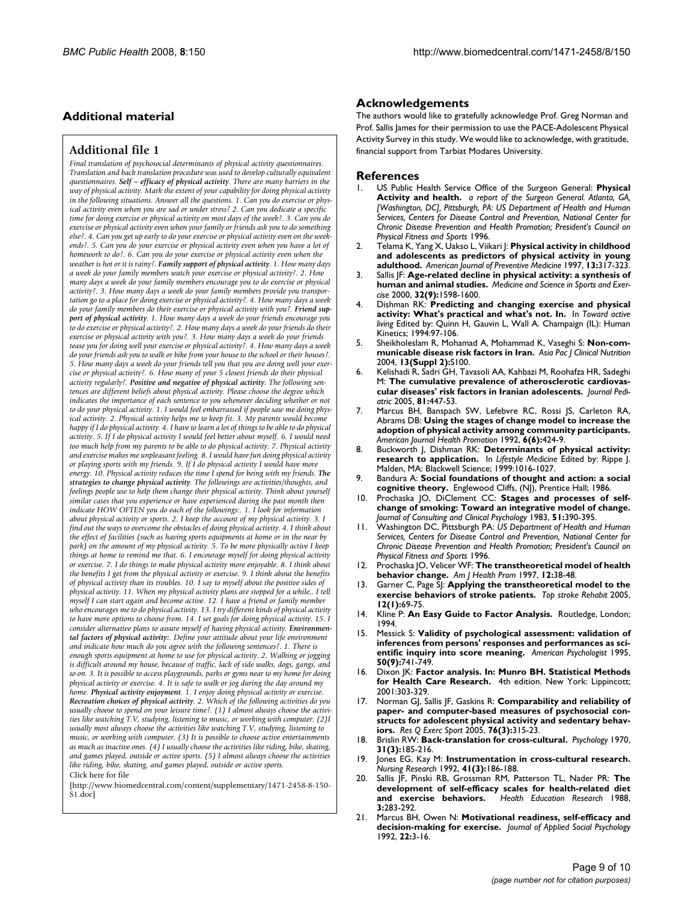## Additional material

### Additional file 1

*Final translation of psychosocial determinants of physical activity questionnaires. Translation and back translation procedure was used to develop culturally equivalent questionnaires.* ***Self – efficacy of physical activity****. There are many barriers in the way of physical activity. Mark the extent of your capability for doing physical activity in the following situations. Answer all the questions. 1. Can you do exercise or physical activity even when you are sad or under stress? 2. Can you dedicate a specific time for doing exercise or physical activity on most days of the week?. 3. Can you do exercise or physical activity even when your family or friends ask you to do something else?. 4. Can you get up early to do your exercise or physical activity even on the weekends?. 5. Can you do your exercise or physical activity even when you have a lot of homework to do?. 6. Can you do your exercise or physical activity even when the weather is hot or it is rainy?.* ***Family support of physical activity****. 1. How many days a week do your family members watch your exercise or physical activity?. 2. How many days a week do your family members encourage you to do exercise or physical activity?. 3. How many days a week do your family members provide you transportation go to a place for doing exercise or physical activity?. 4. How many days a week do your family members do their exercise or physical activity with you?.* ***Friend support of physical activity****. 1. How many days a week do your friends encourage you to do exercise or physical activity?. 2. How many days a week do your friends do their exercise or physical activity with you?. 3. How many days a week do your friends tease you for doing well your exercise or physical activity?. 4. How many days a week do your friends ask you to walk or bike from your house to the school or their houses?. 5. How many days a week do your friends tell you that you are doing well your exercise or physical activity?. 6. How many of your 5 closest friends do their physical activity regularly?.* ***Positive and negative of physical activity****. The following sentences are different beliefs about physical activity. Please choose the degree which indicates the importance of each sentence to you whenever deciding whether or not to do your physical activity. 1. I would feel embarrassed if people saw me doing physical activity. 2. Physical activity helps me to keep fit. 3. My parents would become happy if I do physical activity. 4. I have to learn a lot of things to be able to do physical activity. 5. If I do physical activity I would feel better about myself. 6. I would need too much help from my parents to be able to do physical activity. 7. Physical activity and exercise makes me unpleasant feeling. 8. I would have fun doing physical activity or playing sports with my friends. 9. If I do physical activity I would have more energy. 10. Physical activity reduces the time I spend for being with my friends.* ***The strategies to change physical activity****. The followings are activities/thoughts, and feelings people use to help them change their physical activity. Think about yourself similar cases that you experience or have experienced during the past month then indicate HOW OFTEN you do each of the followings:. 1. I look for information about physical activity or sports. 2. I keep the account of my physical activity. 3. I find out the ways to overcome the obstacles of doing physical activity. 4. I think about the effect of facilities (such as having sports equipments at home or in the near by park) on the amount of my physical activity. 5. To be more physically active I keep things at home to remind me that. 6. I encourage myself for doing physical activity or exercise. 7. I do things to make physical activity more enjoyable. 8. I think about the benefits I get from the physical activity or exercise. 9. I think about the benefits of physical activity than its troubles. 10. I say to myself about the positive sides of physical activity. 11. When my physical activity plans are stopped for a while,. I tell myself I can start again and become active. 12. I have a friend or family member who encourages me to do physical activity. 13. I try different kinds of physical activity to have more options to choose from. 14. I set goals for doing physical activity. 15. I consider alternative plans to assure myself of having physical activity.* ***Environmental factors of physical activity:****. Define your attitude about your life environment and indicate how much do you agree with the following sentences?. 1. There is enough sports equipment at home to use for physical activity. 2. Walking or jogging is difficult around my house, because of traffic, lack of side walks, dogs, gangs, and so on. 3. It is possible to access playgrounds, parks or gyms near to my home for doing physical activity or exercise. 4. It is safe to walk or jog during the day around my home.* ***Physical activity enjoyment****. 1. I enjoy doing physical activity or exercise.* ***Recreation choices of physical activity****. 2. Which of the following activities do you usually choose to spend on your leisure time?. (1) I almost always choose the activities like watching T.V, studying, listening to music, or working with computer. (2)I usually most always choose the activities like watching T.V, studying, listening to music, or working with computer. (3) It is possible to choose active entertainments as much as inactive ones. (4) I usually choose the activities like riding, bike, skating, and games played, outside or active sports. (5) I almost always choose the activities like riding, bike, skating, and games played, outside or active sports.*

Click here for file

[http://www.biomedcentral.com/content/supplementary/1471-2458-8-150-S1.doc]

## Acknowledgements

The authors would like to gratefully acknowledge Prof. Greg Norman and Prof. Sallis James for their permission to use the PACE-Adolescent Physical Activity Survey in this study. We would like to acknowledge, with gratitude, financial support from Tarbiat Modares University.

## References

1. US Public Health Service Office of the Surgeon General: **Physical Activity and health.** *a report of the Surgeon General. Atlanta, GA, [Washington, DC], Pittsburgh, PA: US Department of Health and Human Services, Centers for Disease Control and Prevention, National Center for Chronic Disease Prevention and Health Promotion; President's Council on Physical Fitness and Sports* 1996.
2. Telama K, Yang X, Uakso L, Viikari J: **Physical activity in childhood and adolescents as predictors of physical activity in young adulthood.** *American Journal of Preventive Medicine* 1997, **13:**317-323.
3. Sallis JF: **Age-related decline in physical activity: a synthesis of human and animal studies.** *Medicine and Science in Sports and Exercise* 2000, **32(9):**1598-1600.
4. Dishman RK: **Predicting and changing exercise and physical activity: What's practical and what's not. In.** In *Toward active living* Edited by: Quinn H, Gauvin L, Wall A. Champaign (IL): Human Kinetics; 1994:97-106.
5. Sheikholeslam R, Mohamad A, Mohammad K, Vaseghi S: **Non-communicable disease risk factors in Iran.** *Asia Pac J Clinical Nutrition* 2004, **13(Suppl 2):**S100.
6. Kelishadi R, Sadri GH, Tavasoli AA, Kahbazi M, Roohafza HR, Sadeghi M: **The cumulative prevalence of atherosclerotic cardiovascular diseases' risk factors in Iranian adolescents.** *Journal Pediatric* 2005, **81:**447-53.
7. Marcus BH, Banspach SW, Lefebvre RC, Rossi JS, Carleton RA, Abrams DB: **Using the stages of change model to increase the adoption of physical activity among community participants.** *American Journal Health Promotion* 1992, **6(6):**424-9.
8. Buckworth J, Dishman RK: **Determinants of physical activity: research to application.** In *Lifestyle Medicine* Edited by: Rippe J. Malden, MA: Blackwell Science; 1999:1016-1027.
9. Bandura A: **Social foundations of thought and action: a social cognitive theory.** Englewood Cliffs, (NJ), Prentice Hall; 1986.
10. Prochaska JO, DiClement CC: **Stages and processes of self-change of smoking: Toward an integrative model of change.** *Journal of Consulting and Clinical Psychology* 1983, **51:**390-395.
11. Washington DC, Pittsburgh PA: *US Department of Health and Human Services, Centers for Disease Control and Prevention, National Center for Chronic Disease Prevention and Health Promotion; President's Council on Physical Fitness and Sports* 1996.
12. Prochaska JO, Velicer WF: **The transtheoretical model of health behavior change.** *Am J Health Prom* 1997, **12:**38-48.
13. Garner C, Page SJ: **Applying the transtheoretical model to the exercise behaviors of stroke patients.** *Top stroke Rehabit* 2005, **12(1):**69-75.
14. Kline P: **An Easy Guide to Factor Analysis.** Routledge, London; 1994.
15. Messick S: **Validity of psychological assessment: validation of inferences from persons' responses and performances as scientific inquiry into score meaning.** *American Psychologist* 1995, **50(9):**741-749.
16. Dixon JK: **Factor analysis. In: Munro BH. Statistical Methods for Health Care Research.** 4th edition. New York: Lippincott; 2001:303-329.
17. Norman GJ, Sallis JF, Gaskins R: **Comparability and reliability of paper- and computer-based measures of psychosocial constructs for adolescent physical activity and sedentary behaviors.** *Res Q Exerc Sport* 2005, **76(3):**315-23.
18. Brislin RW: **Back-translation for cross-cultural.** *Psychology* 1970, **31(3):**185-216.
19. Jones EG, Kay M: **Instrumentation in cross-cultural research.** *Nursing Research* 1992, **41(3):**186-188.
20. Sallis JF, Pinski RB, Grossman RM, Patterson TL, Nader PR: **The development of self-efficacy scales for health-related diet and exercise behaviors.** *Health Education Research* 1988, **3:**283-292.
21. Marcus BH, Owen N: **Motivational readiness, self-efficacy and decision-making for exercise.** *Journal of Applied Social Psychology* 1992, **22:**3-16.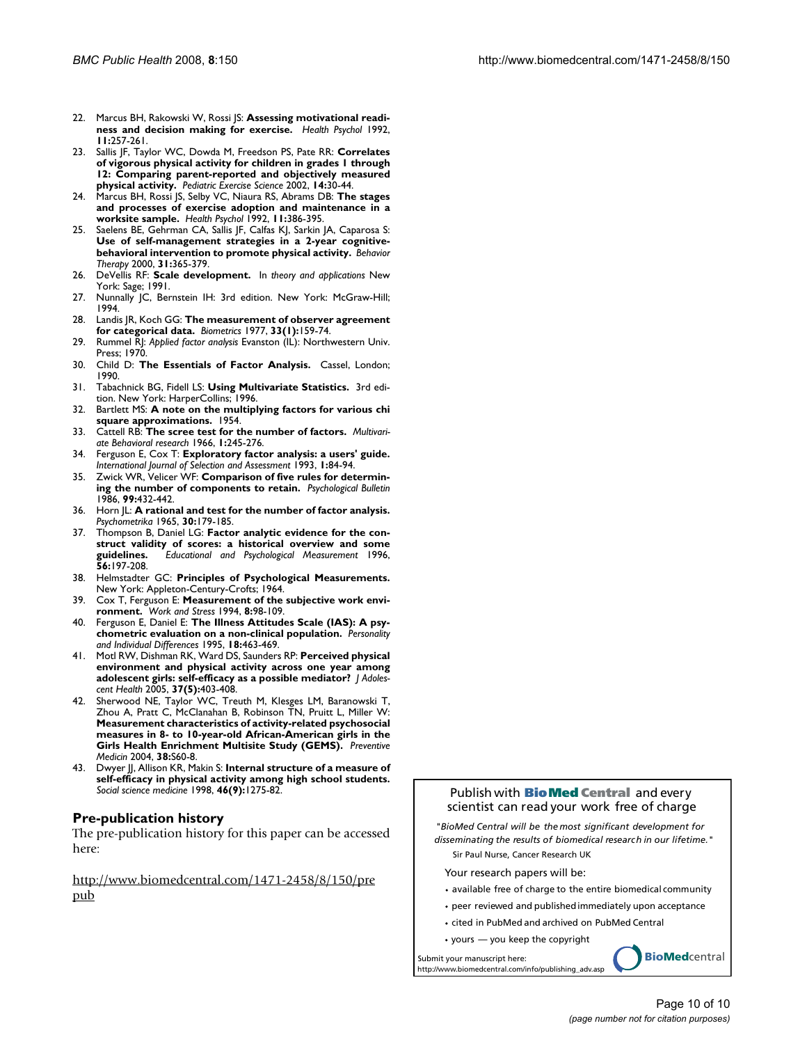22. Marcus BH, Rakowski W, Rossi JS: **Assessing motivational readiness and decision making for exercise.** *Health Psychol* 1992, **11:**257-261.
23. Sallis JF, Taylor WC, Dowda M, Freedson PS, Pate RR: **Correlates of vigorous physical activity for children in grades 1 through 12: Comparing parent-reported and objectively measured physical activity.** *Pediatric Exercise Science* 2002, **14:**30-44.
24. Marcus BH, Rossi JS, Selby VC, Niaura RS, Abrams DB: **The stages and processes of exercise adoption and maintenance in a worksite sample.** *Health Psychol* 1992, **11:**386-395.
25. Saelens BE, Gehrman CA, Sallis JF, Calfas KJ, Sarkin JA, Caparosa S: **Use of self-management strategies in a 2-year cognitive-behavioral intervention to promote physical activity.** *Behavior Therapy* 2000, **31:**365-379.
26. DeVellis RF: **Scale development.** In *theory and applications* New York: Sage; 1991.
27. Nunnally JC, Bernstein IH: 3rd edition. New York: McGraw-Hill; 1994.
28. Landis JR, Koch GG: **The measurement of observer agreement for categorical data.** *Biometrics* 1977, **33(1):**159-74.
29. Rummel RJ: *Applied factor analysis* Evanston (IL): Northwestern Univ. Press; 1970.
30. Child D: **The Essentials of Factor Analysis.** Cassel, London; 1990.
31. Tabachnick BG, Fidell LS: **Using Multivariate Statistics.** 3rd edition. New York: HarperCollins; 1996.
32. Bartlett MS: **A note on the multiplying factors for various chi square approximations.** 1954.
33. Cattell RB: **The scree test for the number of factors.** *Multivariate Behavioral research* 1966, **1:**245-276.
34. Ferguson E, Cox T: **Exploratory factor analysis: a users' guide.** *International Journal of Selection and Assessment* 1993, **1:**84-94.
35. Zwick WR, Velicer WF: **Comparison of five rules for determining the number of components to retain.** *Psychological Bulletin* 1986, **99:**432-442.
36. Horn JL: **A rational and test for the number of factor analysis.** *Psychometrika* 1965, **30:**179-185.
37. Thompson B, Daniel LG: **Factor analytic evidence for the construct validity of scores: a historical overview and some guidelines.** *Educational and Psychological Measurement* 1996, **56:**197-208.
38. Helmstadter GC: **Principles of Psychological Measurements.** New York: Appleton-Century-Crofts; 1964.
39. Cox T, Ferguson E: **Measurement of the subjective work environment.** *Work and Stress* 1994, **8:**98-109.
40. Ferguson E, Daniel E: **The Illness Attitudes Scale (IAS): A psychometric evaluation on a non-clinical population.** *Personality and Individual Differences* 1995, **18:**463-469.
41. Motl RW, Dishman RK, Ward DS, Saunders RP: **Perceived physical environment and physical activity across one year among adolescent girls: self-efficacy as a possible mediator?** *J Adolescent Health* 2005, **37(5):**403-408.
42. Sherwood NE, Taylor WC, Treuth M, Klesges LM, Baranowski T, Zhou A, Pratt C, McClanahan B, Robinson TN, Pruitt L, Miller W: **Measurement characteristics of activity-related psychosocial measures in 8- to 10-year-old African-American girls in the Girls Health Enrichment Multisite Study (GEMS).** *Preventive Medicin* 2004, **38:**S60-8.
43. Dwyer JJ, Allison KR, Makin S: **Internal structure of a measure of self-efficacy in physical activity among high school students.** *Social science medicine* 1998, **46(9):**1275-82.

## Pre-publication history

The pre-publication history for this paper can be accessed here:

http://www.biomedcentral.com/1471-2458/8/150/prepub

Publish with **BioMed Central** and every scientist can read your work free of charge

*"BioMed Central will be the most significant development for disseminating the results of biomedical research in our lifetime."*

Sir Paul Nurse, Cancer Research UK

Your research papers will be:

- available free of charge to the entire biomedical community
- peer reviewed and published immediately upon acceptance
- cited in PubMed and archived on PubMed Central
- yours — you keep the copyright

Submit your manuscript here:
http://www.biomedcentral.com/info/publishing_adv.asp

**BioMed**central